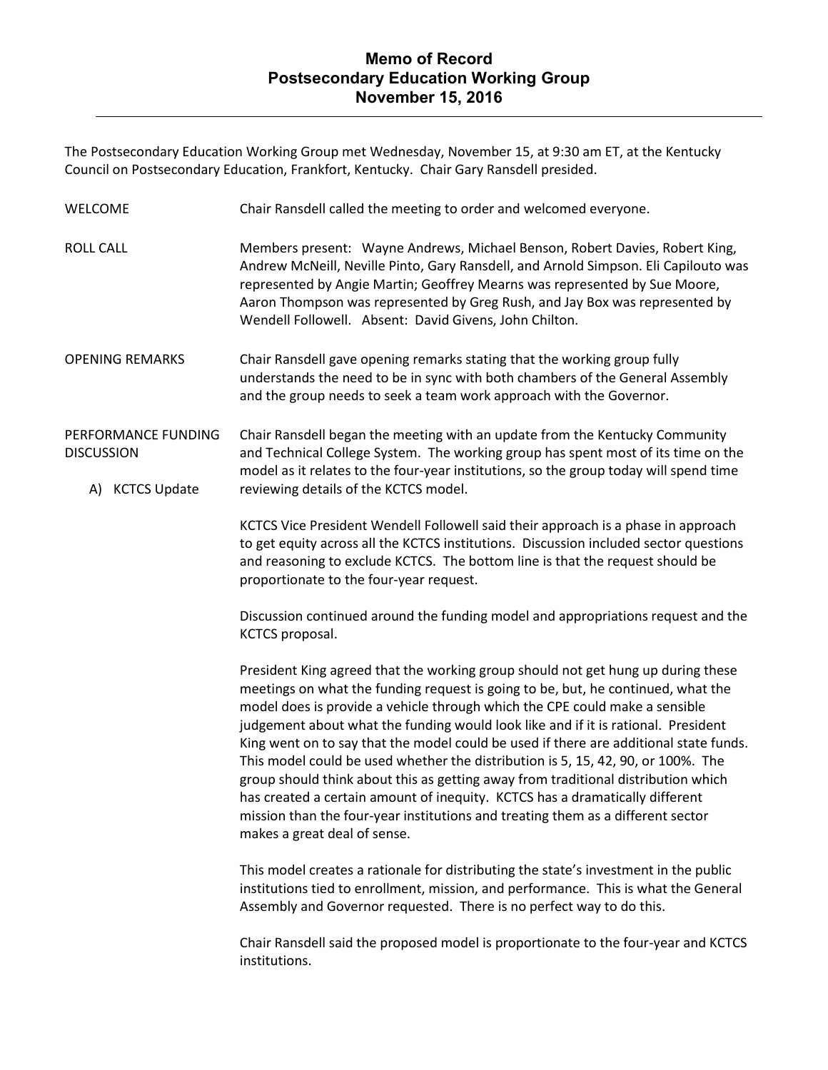# Memo of Record
# Postsecondary Education Working Group
# November 15, 2016

---

The Postsecondary Education Working Group met Wednesday, November 15, at 9:30 am ET, at the Kentucky Council on Postsecondary Education, Frankfort, Kentucky. Chair Gary Ransdell presided.

**WELCOME**

Chair Ransdell called the meeting to order and welcomed everyone.

**ROLL CALL**

Members present: Wayne Andrews, Michael Benson, Robert Davies, Robert King, Andrew McNeill, Neville Pinto, Gary Ransdell, and Arnold Simpson. Eli Capilouto was represented by Angie Martin; Geoffrey Mearns was represented by Sue Moore, Aaron Thompson was represented by Greg Rush, and Jay Box was represented by Wendell Followell. Absent: David Givens, John Chilton.

**OPENING REMARKS**

Chair Ransdell gave opening remarks stating that the working group fully understands the need to be in sync with both chambers of the General Assembly and the group needs to seek a team work approach with the Governor.

**PERFORMANCE FUNDING DISCUSSION**

**A) KCTCS Update**

Chair Ransdell began the meeting with an update from the Kentucky Community and Technical College System. The working group has spent most of its time on the model as it relates to the four-year institutions, so the group today will spend time reviewing details of the KCTCS model.

KCTCS Vice President Wendell Followell said their approach is a phase in approach to get equity across all the KCTCS institutions. Discussion included sector questions and reasoning to exclude KCTCS. The bottom line is that the request should be proportionate to the four-year request.

Discussion continued around the funding model and appropriations request and the KCTCS proposal.

President King agreed that the working group should not get hung up during these meetings on what the funding request is going to be, but, he continued, what the model does is provide a vehicle through which the CPE could make a sensible judgement about what the funding would look like and if it is rational. President King went on to say that the model could be used if there are additional state funds. This model could be used whether the distribution is 5, 15, 42, 90, or 100%. The group should think about this as getting away from traditional distribution which has created a certain amount of inequity. KCTCS has a dramatically different mission than the four-year institutions and treating them as a different sector makes a great deal of sense.

This model creates a rationale for distributing the state's investment in the public institutions tied to enrollment, mission, and performance. This is what the General Assembly and Governor requested. There is no perfect way to do this.

Chair Ransdell said the proposed model is proportionate to the four-year and KCTCS institutions.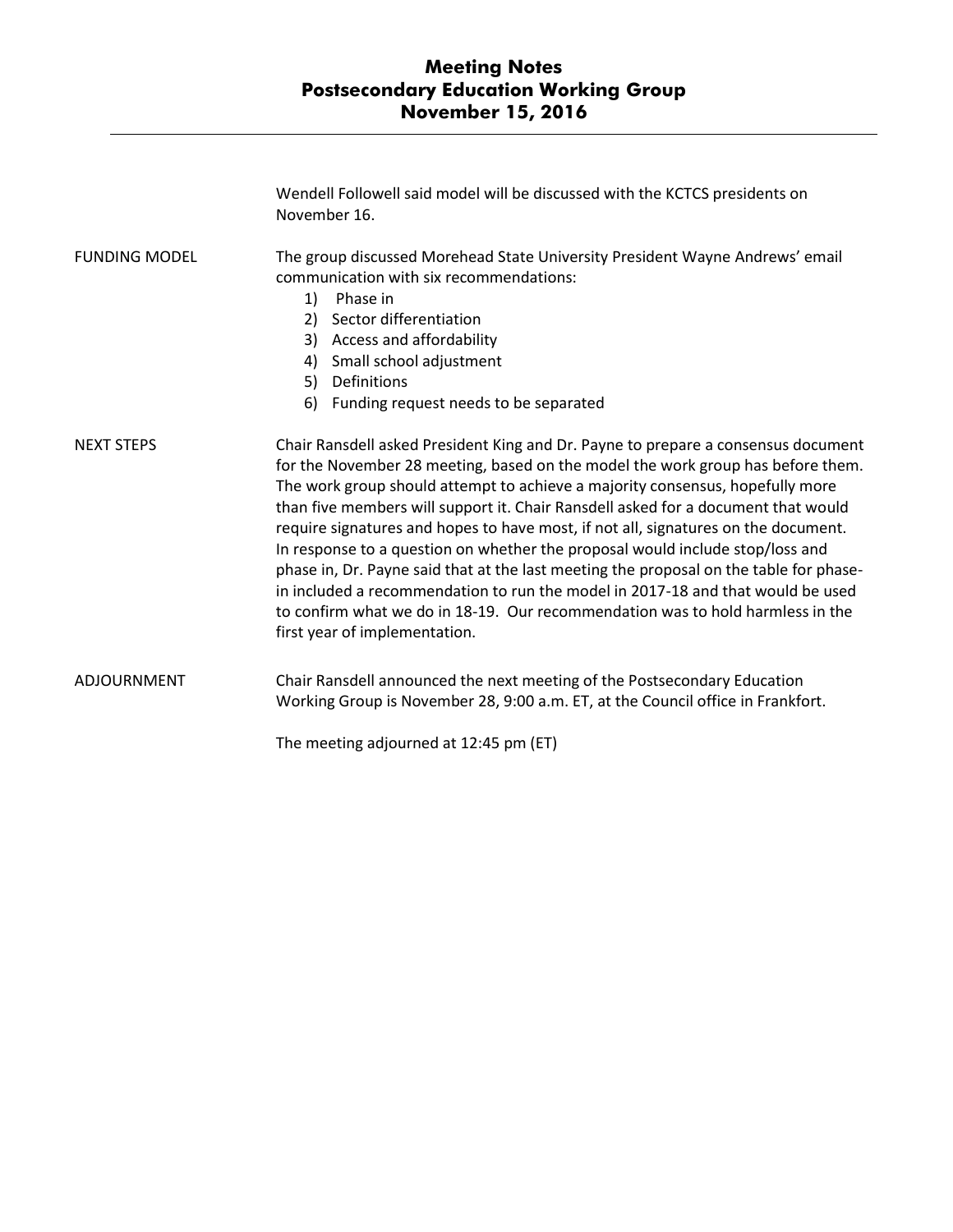# Meeting Notes
# Postsecondary Education Working Group
# November 15, 2016

Wendell Followell said model will be discussed with the KCTCS presidents on November 16.

**FUNDING MODEL**

The group discussed Morehead State University President Wayne Andrews' email communication with six recommendations:

1) Phase in
2) Sector differentiation
3) Access and affordability
4) Small school adjustment
5) Definitions
6) Funding request needs to be separated

**NEXT STEPS**

Chair Ransdell asked President King and Dr. Payne to prepare a consensus document for the November 28 meeting, based on the model the work group has before them. The work group should attempt to achieve a majority consensus, hopefully more than five members will support it. Chair Ransdell asked for a document that would require signatures and hopes to have most, if not all, signatures on the document. In response to a question on whether the proposal would include stop/loss and phase in, Dr. Payne said that at the last meeting the proposal on the table for phase-in included a recommendation to run the model in 2017-18 and that would be used to confirm what we do in 18-19. Our recommendation was to hold harmless in the first year of implementation.

**ADJOURNMENT**

Chair Ransdell announced the next meeting of the Postsecondary Education Working Group is November 28, 9:00 a.m. ET, at the Council office in Frankfort.

The meeting adjourned at 12:45 pm (ET)